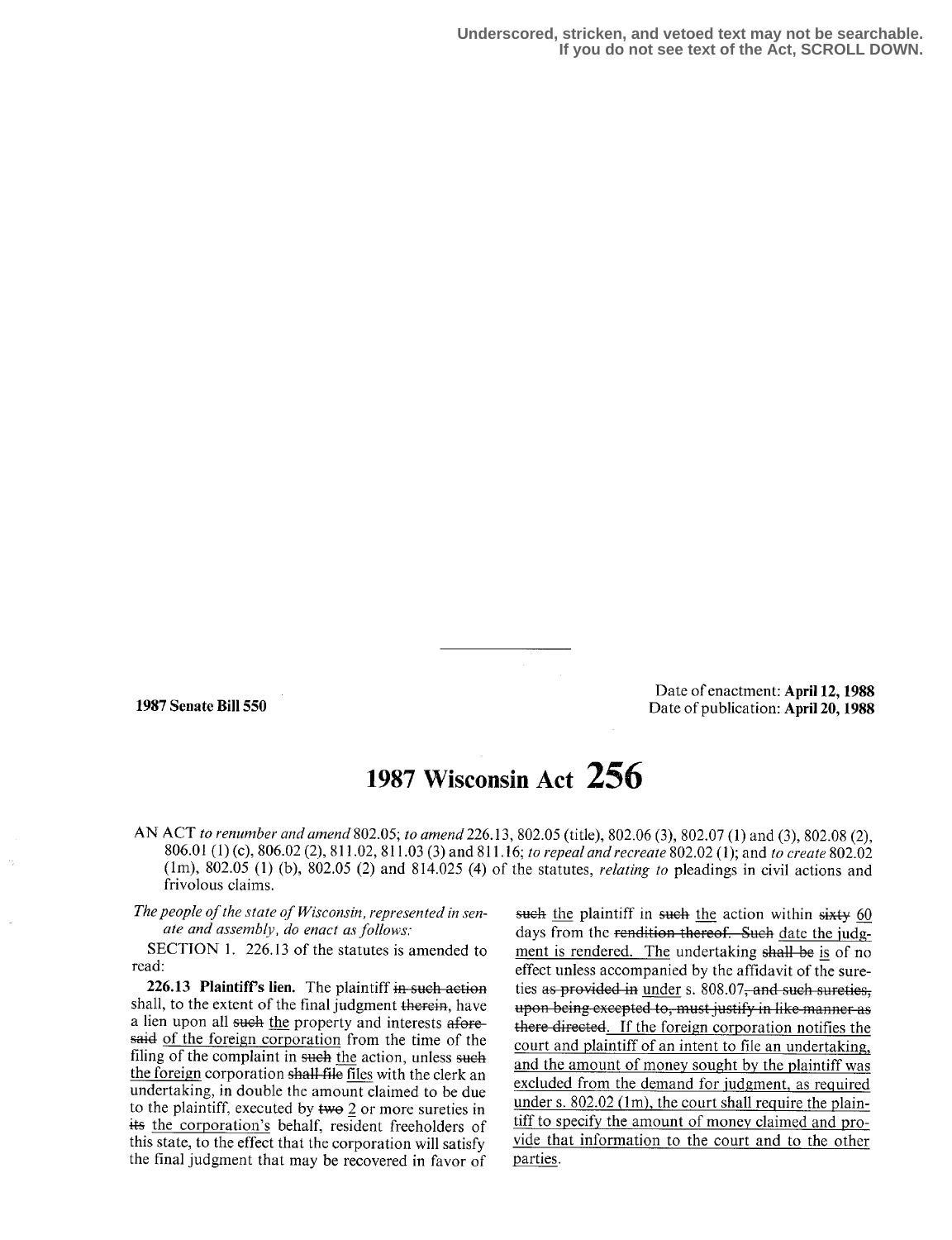Underscored, stricken, and vetoed text may not be searchable.
If you do not see text of the Act, SCROLL DOWN.

1987 Senate Bill 550

Date of enactment: **April 12, 1988**
Date of publication: **April 20, 1988**

# 1987 Wisconsin Act 256

AN ACT *to renumber and amend* 802.05; *to amend* 226.13, 802.05 (title), 802.06 (3), 802.07 (1) and (3), 802.08 (2), 806.01 (1) (c), 806.02 (2), 811.02, 811.03 (3) and 811.16; *to repeal and recreate* 802.02 (1); and *to create* 802.02 (1m), 802.05 (1) (b), 802.05 (2) and 814.025 (4) of the statutes, *relating to* pleadings in civil actions and frivolous claims.

*The people of the state of Wisconsin, represented in senate and assembly, do enact as follows:*

SECTION 1. 226.13 of the statutes is amended to read:

**226.13 Plaintiff's lien.** The plaintiff ~~in such action~~ shall, to the extent of the final judgment ~~therein~~, have a lien upon all ~~such~~ the property and interests ~~aforesaid~~ of the foreign corporation from the time of the filing of the complaint in ~~such~~ the action, unless ~~such~~ the foreign corporation ~~shall file~~ files with the clerk an undertaking, in double the amount claimed to be due to the plaintiff, executed by ~~two~~ 2 or more sureties in ~~its~~ the corporation's behalf, resident freeholders of this state, to the effect that the corporation will satisfy the final judgment that may be recovered in favor of ~~such~~ the plaintiff in ~~such~~ the action within ~~sixty~~ 60 days from the ~~rendition thereof. Such~~ date the judgment is rendered. The undertaking ~~shall be~~ is of no effect unless accompanied by the affidavit of the sureties ~~as provided in~~ under s. 808.07~~, and such sureties, upon being excepted to, must justify in like manner as there directed~~. If the foreign corporation notifies the court and plaintiff of an intent to file an undertaking, and the amount of money sought by the plaintiff was excluded from the demand for judgment, as required under s. 802.02 (1m), the court shall require the plaintiff to specify the amount of money claimed and provide that information to the court and to the other parties.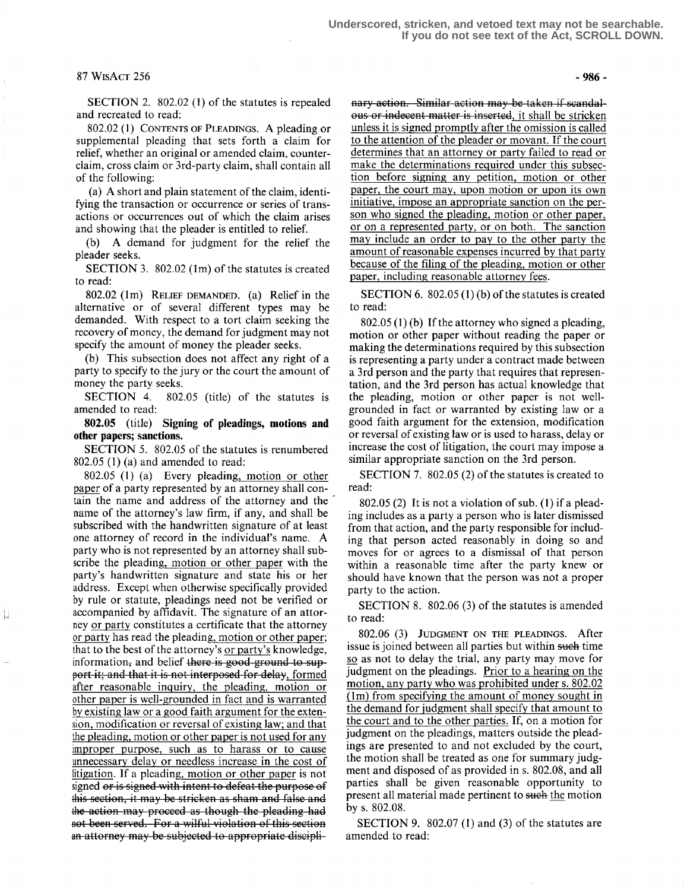SECTION 2. 802.02 (1) of the statutes is repealed and recreated to read:

802.02 (1) CONTENTS OF PLEADINGS. A pleading or supplemental pleading that sets forth a claim for relief, whether an original or amended claim, counterclaim, cross claim or 3rd-party claim, shall contain all of the following:

(a) A short and plain statement of the claim, identifying the transaction or occurrence or series of transactions or occurrences out of which the claim arises and showing that the pleader is entitled to relief.

(b) A demand for judgment for the relief the pleader seeks.

SECTION 3. 802.02 (1m) of the statutes is created to read:

802.02 (1m) RELIEF DEMANDED. (a) Relief in the alternative or of several different types may be demanded. With respect to a tort claim seeking the recovery of money, the demand for judgment may not specify the amount of money the pleader seeks.

(b) This subsection does not affect any right of a party to specify to the jury or the court the amount of money the party seeks.

SECTION 4. 802.05 (title) of the statutes is amended to read:

**802.05 (title) Signing of pleadings, motions and other papers; sanctions.**

SECTION 5. 802.05 of the statutes is renumbered 802.05 (1) (a) and amended to read:

802.05 (1) (a) Every pleading, motion or other paper of a party represented by an attorney shall contain the name and address of the attorney and the name of the attorney's law firm, if any, and shall be subscribed with the handwritten signature of at least one attorney of record in the individual's name. A party who is not represented by an attorney shall subscribe the pleading, motion or other paper with the party's handwritten signature and state his or her address. Except when otherwise specifically provided by rule or statute, pleadings need not be verified or accompanied by affidavit. The signature of an attorney or party constitutes a certificate that the attorney or party has read the pleading, motion or other paper; that to the best of the attorney's or party's knowledge, information, and belief ~~there is good ground to support it; and that it is not interposed for delay~~, formed after reasonable inquiry, the pleading, motion or other paper is well-grounded in fact and is warranted by existing law or a good faith argument for the extension, modification or reversal of existing law; and that the pleading, motion or other paper is not used for any improper purpose, such as to harass or to cause unnecessary delay or needless increase in the cost of litigation. If a pleading, motion or other paper is not signed ~~or is signed with intent to defeat the purpose of this section, it may be stricken as sham and false and the action may proceed as though the pleading had not been served. For a wilful violation of this section an attorney may be subjected to appropriate disciplinary action. Similar action may be taken if scandalous or indecent matter is inserted~~, it shall be stricken unless it is signed promptly after the omission is called to the attention of the pleader or movant. If the court determines that an attorney or party failed to read or make the determinations required under this subsection before signing any petition, motion or other paper, the court may, upon motion or upon its own initiative, impose an appropriate sanction on the person who signed the pleading, motion or other paper, or on a represented party, or on both. The sanction may include an order to pay to the other party the amount of reasonable expenses incurred by that party because of the filing of the pleading, motion or other paper, including reasonable attorney fees.

SECTION 6. 802.05 (1) (b) of the statutes is created to read:

802.05 (1) (b) If the attorney who signed a pleading, motion or other paper without reading the paper or making the determinations required by this subsection is representing a party under a contract made between a 3rd person and the party that requires that representation, and the 3rd person has actual knowledge that the pleading, motion or other paper is not well-grounded in fact or warranted by existing law or a good faith argument for the extension, modification or reversal of existing law or is used to harass, delay or increase the cost of litigation, the court may impose a similar appropriate sanction on the 3rd person.

SECTION 7. 802.05 (2) of the statutes is created to read:

802.05 (2) It is not a violation of sub. (1) if a pleading includes as a party a person who is later dismissed from that action, and the party responsible for including that person acted reasonably in doing so and moves for or agrees to a dismissal of that person within a reasonable time after the party knew or should have known that the person was not a proper party to the action.

SECTION 8. 802.06 (3) of the statutes is amended to read:

802.06 (3) JUDGMENT ON THE PLEADINGS. After issue is joined between all parties but within ~~such~~ time so as not to delay the trial, any party may move for judgment on the pleadings. Prior to a hearing on the motion, any party who was prohibited under s. 802.02 (1m) from specifying the amount of money sought in the demand for judgment shall specify that amount to the court and to the other parties. If, on a motion for judgment on the pleadings, matters outside the pleadings are presented to and not excluded by the court, the motion shall be treated as one for summary judgment and disposed of as provided in s. 802.08, and all parties shall be given reasonable opportunity to present all material made pertinent to ~~such~~ the motion by s. 802.08.

SECTION 9. 802.07 (1) and (3) of the statutes are amended to read: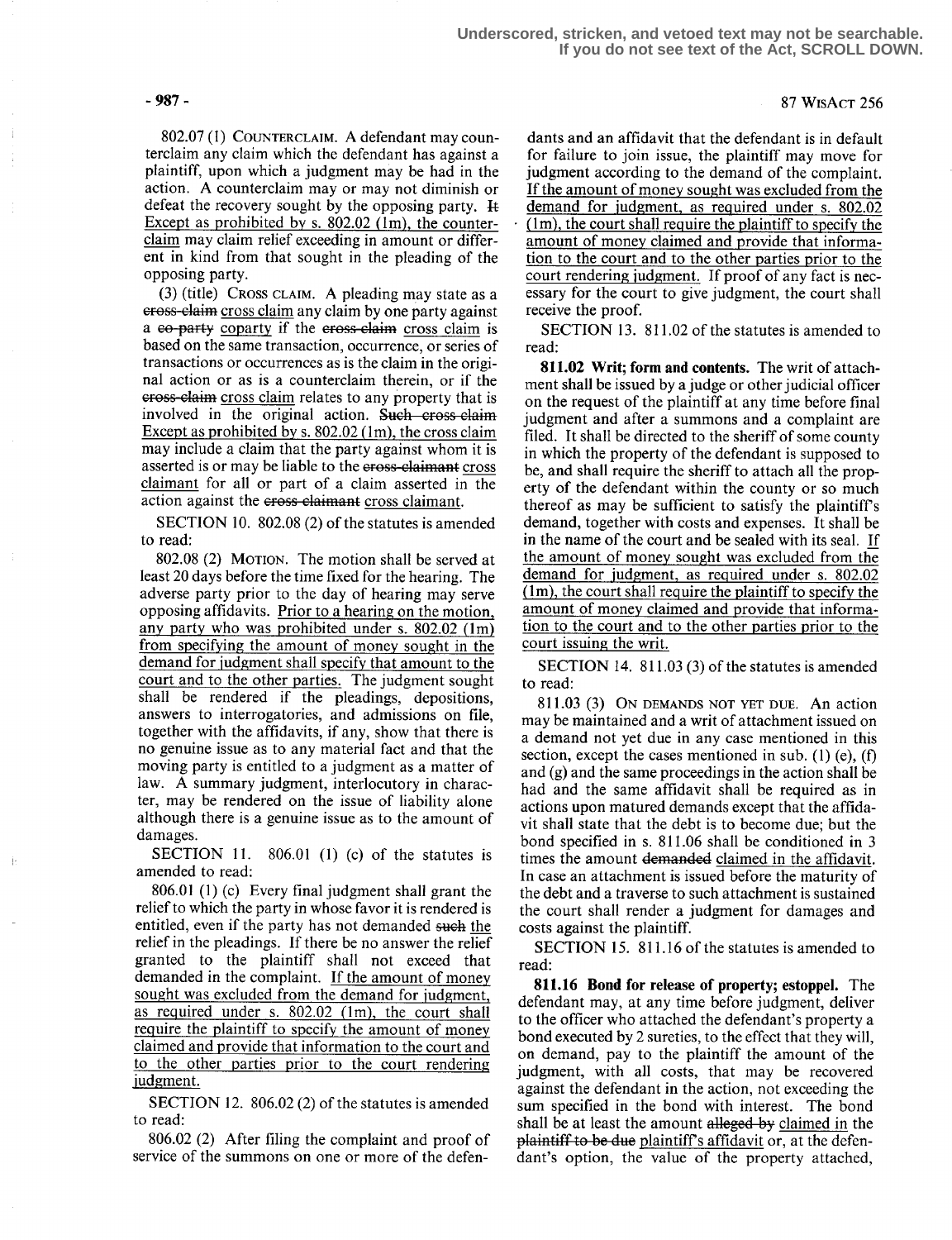802.07 (1) COUNTERCLAIM. A defendant may counterclaim any claim which the defendant has against a plaintiff, upon which a judgment may be had in the action. A counterclaim may or may not diminish or defeat the recovery sought by the opposing party. ~~It~~ Except as prohibited by s. 802.02 (1m), the counterclaim may claim relief exceeding in amount or different in kind from that sought in the pleading of the opposing party.

(3) (title) CROSS CLAIM. A pleading may state as a ~~cross-claim~~ cross claim any claim by one party against a ~~co-party~~ coparty if the ~~cross-claim~~ cross claim is based on the same transaction, occurrence, or series of transactions or occurrences as is the claim in the original action or as is a counterclaim therein, or if the ~~cross-claim~~ cross claim relates to any property that is involved in the original action. ~~Such cross-claim~~ Except as prohibited by s. 802.02 (1m), the cross claim may include a claim that the party against whom it is asserted is or may be liable to the ~~cross-claimant~~ cross claimant for all or part of a claim asserted in the action against the ~~cross-claimant~~ cross claimant.

SECTION 10. 802.08 (2) of the statutes is amended to read:

802.08 (2) MOTION. The motion shall be served at least 20 days before the time fixed for the hearing. The adverse party prior to the day of hearing may serve opposing affidavits. Prior to a hearing on the motion, any party who was prohibited under s. 802.02 (1m) from specifying the amount of money sought in the demand for judgment shall specify that amount to the court and to the other parties. The judgment sought shall be rendered if the pleadings, depositions, answers to interrogatories, and admissions on file, together with the affidavits, if any, show that there is no genuine issue as to any material fact and that the moving party is entitled to a judgment as a matter of law. A summary judgment, interlocutory in character, may be rendered on the issue of liability alone although there is a genuine issue as to the amount of damages.

SECTION 11. 806.01 (1) (c) of the statutes is amended to read:

806.01 (1) (c) Every final judgment shall grant the relief to which the party in whose favor it is rendered is entitled, even if the party has not demanded ~~such~~ the relief in the pleadings. If there be no answer the relief granted to the plaintiff shall not exceed that demanded in the complaint. If the amount of money sought was excluded from the demand for judgment, as required under s. 802.02 (1m), the court shall require the plaintiff to specify the amount of money claimed and provide that information to the court and to the other parties prior to the court rendering judgment.

SECTION 12. 806.02 (2) of the statutes is amended to read:

806.02 (2) After filing the complaint and proof of service of the summons on one or more of the defendants and an affidavit that the defendant is in default for failure to join issue, the plaintiff may move for judgment according to the demand of the complaint. If the amount of money sought was excluded from the demand for judgment, as required under s. 802.02 (1m), the court shall require the plaintiff to specify the amount of money claimed and provide that information to the court and to the other parties prior to the court rendering judgment. If proof of any fact is necessary for the court to give judgment, the court shall receive the proof.

SECTION 13. 811.02 of the statutes is amended to read:

**811.02 Writ; form and contents.** The writ of attachment shall be issued by a judge or other judicial officer on the request of the plaintiff at any time before final judgment and after a summons and a complaint are filed. It shall be directed to the sheriff of some county in which the property of the defendant is supposed to be, and shall require the sheriff to attach all the property of the defendant within the county or so much thereof as may be sufficient to satisfy the plaintiff's demand, together with costs and expenses. It shall be in the name of the court and be sealed with its seal. If the amount of money sought was excluded from the demand for judgment, as required under s. 802.02 (1m), the court shall require the plaintiff to specify the amount of money claimed and provide that information to the court and to the other parties prior to the court issuing the writ.

SECTION 14. 811.03 (3) of the statutes is amended to read:

811.03 (3) ON DEMANDS NOT YET DUE. An action may be maintained and a writ of attachment issued on a demand not yet due in any case mentioned in this section, except the cases mentioned in sub. (1) (e), (f) and (g) and the same proceedings in the action shall be had and the same affidavit shall be required as in actions upon matured demands except that the affidavit shall state that the debt is to become due; but the bond specified in s. 811.06 shall be conditioned in 3 times the amount ~~demanded~~ claimed in the affidavit. In case an attachment is issued before the maturity of the debt and a traverse to such attachment is sustained the court shall render a judgment for damages and costs against the plaintiff.

SECTION 15. 811.16 of the statutes is amended to read:

**811.16 Bond for release of property; estoppel.** The defendant may, at any time before judgment, deliver to the officer who attached the defendant's property a bond executed by 2 sureties, to the effect that they will, on demand, pay to the plaintiff the amount of the judgment, with all costs, that may be recovered against the defendant in the action, not exceeding the sum specified in the bond with interest. The bond shall be at least the amount ~~alleged by~~ claimed in the ~~plaintiff to be due~~ plaintiff's affidavit or, at the defendant's option, the value of the property attached,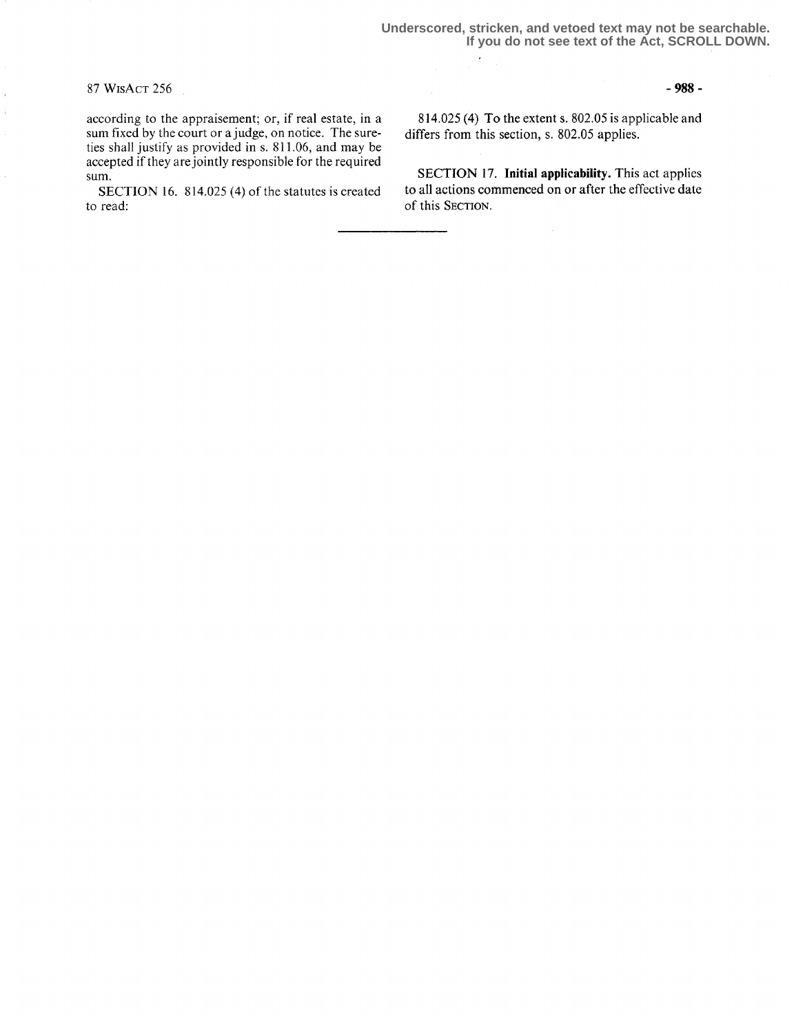according to the appraisement; or, if real estate, in a sum fixed by the court or a judge, on notice. The sureties shall justify as provided in s. 811.06, and may be accepted if they are jointly responsible for the required sum.

SECTION 16. 814.025 (4) of the statutes is created to read:

814.025 (4) To the extent s. 802.05 is applicable and differs from this section, s. 802.05 applies.

SECTION 17. **Initial applicability.** This act applies to all actions commenced on or after the effective date of this SECTION.